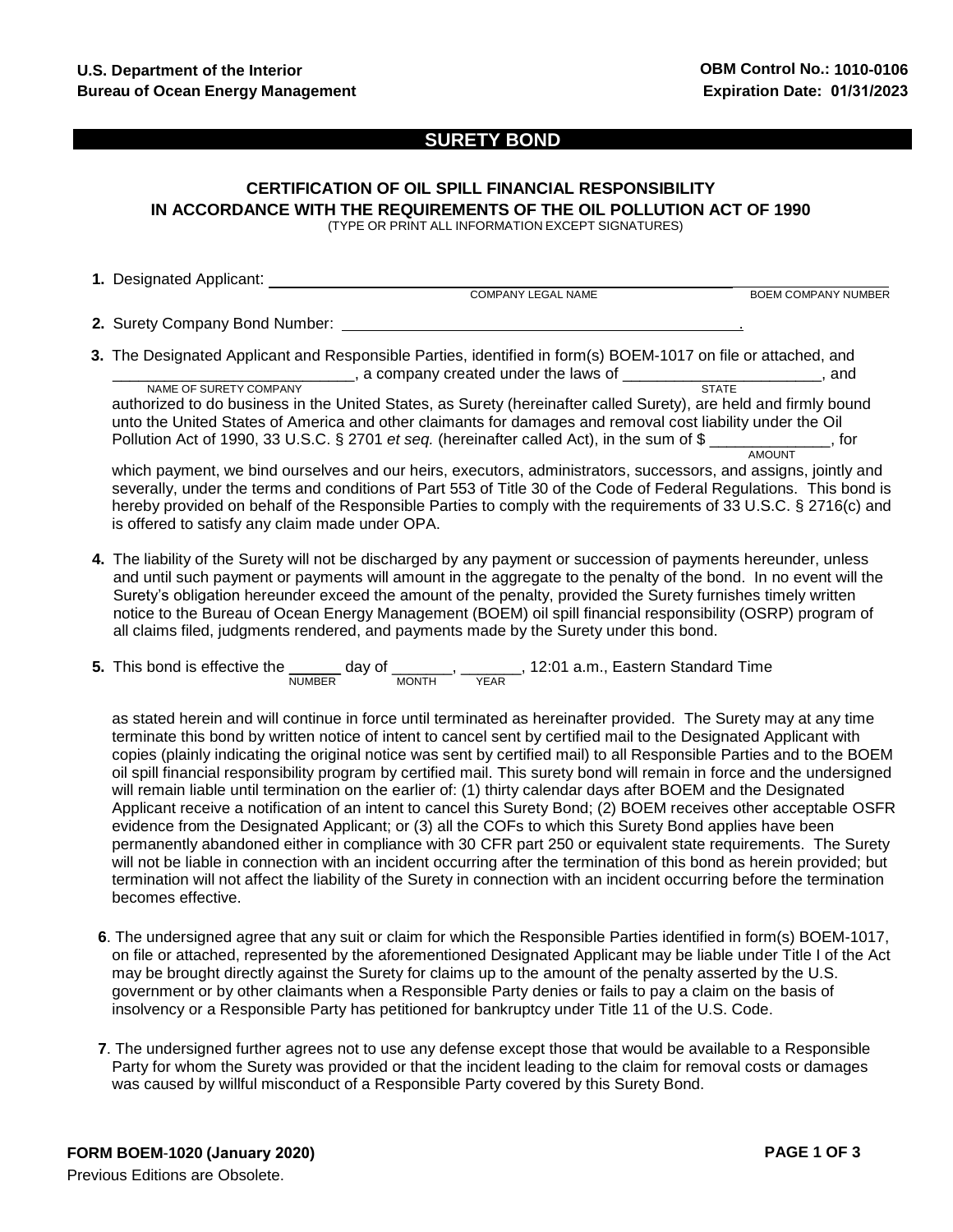U.S. Department of the Interior
Bureau of Ocean Energy Management

OBM Control No.: 1010-0106
Expiration Date: 01/31/2023

# SURETY BOND

## CERTIFICATION OF OIL SPILL FINANCIAL RESPONSIBILITY IN ACCORDANCE WITH THE REQUIREMENTS OF THE OIL POLLUTION ACT OF 1990

(TYPE OR PRINT ALL INFORMATION EXCEPT SIGNATURES)

**1.** Designated Applicant: ______________________________ ______________
COMPANY LEGAL NAME — BOEM COMPANY NUMBER

**2.** Surety Company Bond Number: ______________________________.

**3.** The Designated Applicant and Responsible Parties, identified in form(s) BOEM-1017 on file or attached, and ____________________________ (NAME OF SURETY COMPANY), a company created under the laws of ________________________ (STATE), and authorized to do business in the United States, as Surety (hereinafter called Surety), are held and firmly bound unto the United States of America and other claimants for damages and removal cost liability under the Oil Pollution Act of 1990, 33 U.S.C. § 2701 *et seq.* (hereinafter called Act), in the sum of $ ______________ (AMOUNT), for which payment, we bind ourselves and our heirs, executors, administrators, successors, and assigns, jointly and severally, under the terms and conditions of Part 553 of Title 30 of the Code of Federal Regulations. This bond is hereby provided on behalf of the Responsible Parties to comply with the requirements of 33 U.S.C. § 2716(c) and is offered to satisfy any claim made under OPA.

**4.** The liability of the Surety will not be discharged by any payment or succession of payments hereunder, unless and until such payment or payments will amount in the aggregate to the penalty of the bond. In no event will the Surety's obligation hereunder exceed the amount of the penalty, provided the Surety furnishes timely written notice to the Bureau of Ocean Energy Management (BOEM) oil spill financial responsibility (OSRP) program of all claims filed, judgments rendered, and payments made by the Surety under this bond.

**5.** This bond is effective the ______ (NUMBER) day of _______ (MONTH), _______ (YEAR), 12:01 a.m., Eastern Standard Time

as stated herein and will continue in force until terminated as hereinafter provided. The Surety may at any time terminate this bond by written notice of intent to cancel sent by certified mail to the Designated Applicant with copies (plainly indicating the original notice was sent by certified mail) to all Responsible Parties and to the BOEM oil spill financial responsibility program by certified mail. This surety bond will remain in force and the undersigned will remain liable until termination on the earlier of: (1) thirty calendar days after BOEM and the Designated Applicant receive a notification of an intent to cancel this Surety Bond; (2) BOEM receives other acceptable OSFR evidence from the Designated Applicant; or (3) all the COFs to which this Surety Bond applies have been permanently abandoned either in compliance with 30 CFR part 250 or equivalent state requirements. The Surety will not be liable in connection with an incident occurring after the termination of this bond as herein provided; but termination will not affect the liability of the Surety in connection with an incident occurring before the termination becomes effective.

**6**. The undersigned agree that any suit or claim for which the Responsible Parties identified in form(s) BOEM-1017, on file or attached, represented by the aforementioned Designated Applicant may be liable under Title I of the Act may be brought directly against the Surety for claims up to the amount of the penalty asserted by the U.S. government or by other claimants when a Responsible Party denies or fails to pay a claim on the basis of insolvency or a Responsible Party has petitioned for bankruptcy under Title 11 of the U.S. Code.

**7**. The undersigned further agrees not to use any defense except those that would be available to a Responsible Party for whom the Surety was provided or that the incident leading to the claim for removal costs or damages was caused by willful misconduct of a Responsible Party covered by this Surety Bond.

**FORM BOEM-1020 (January 2020)**
Previous Editions are Obsolete.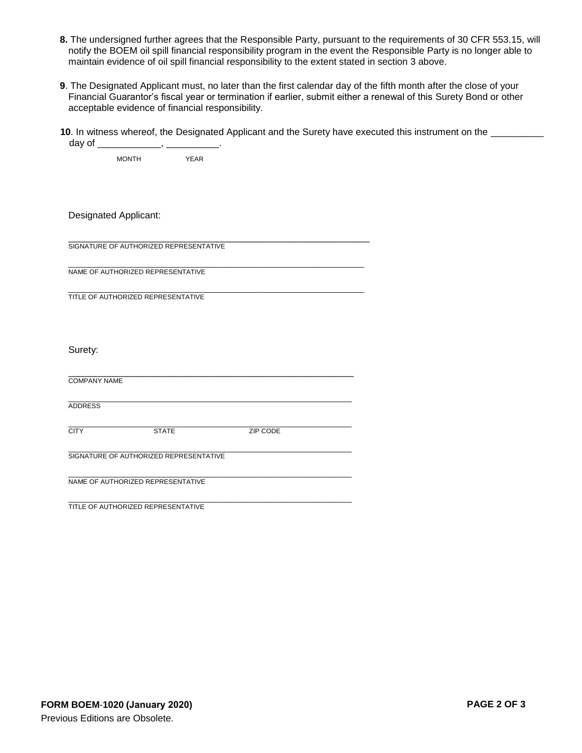**8.** The undersigned further agrees that the Responsible Party, pursuant to the requirements of 30 CFR 553.15, will notify the BOEM oil spill financial responsibility program in the event the Responsible Party is no longer able to maintain evidence of oil spill financial responsibility to the extent stated in section 3 above.

**9**. The Designated Applicant must, no later than the first calendar day of the fifth month after the close of your Financial Guarantor's fiscal year or termination if earlier, submit either a renewal of this Surety Bond or other acceptable evidence of financial responsibility.

**10**. In witness whereof, the Designated Applicant and the Surety have executed this instrument on the __________ day of ____________, __________.

MONTH YEAR

Designated Applicant:

______________________________________________
SIGNATURE OF AUTHORIZED REPRESENTATIVE

______________________________________________
NAME OF AUTHORIZED REPRESENTATIVE

______________________________________________
TITLE OF AUTHORIZED REPRESENTATIVE

Surety:

______________________________________________
COMPANY NAME

______________________________________________
ADDRESS

______________________________________________
CITY STATE ZIP CODE

______________________________________________
SIGNATURE OF AUTHORIZED REPRESENTATIVE

______________________________________________
NAME OF AUTHORIZED REPRESENTATIVE

______________________________________________
TITLE OF AUTHORIZED REPRESENTATIVE

**FORM BOEM-1020 (January 2020)**

Previous Editions are Obsolete.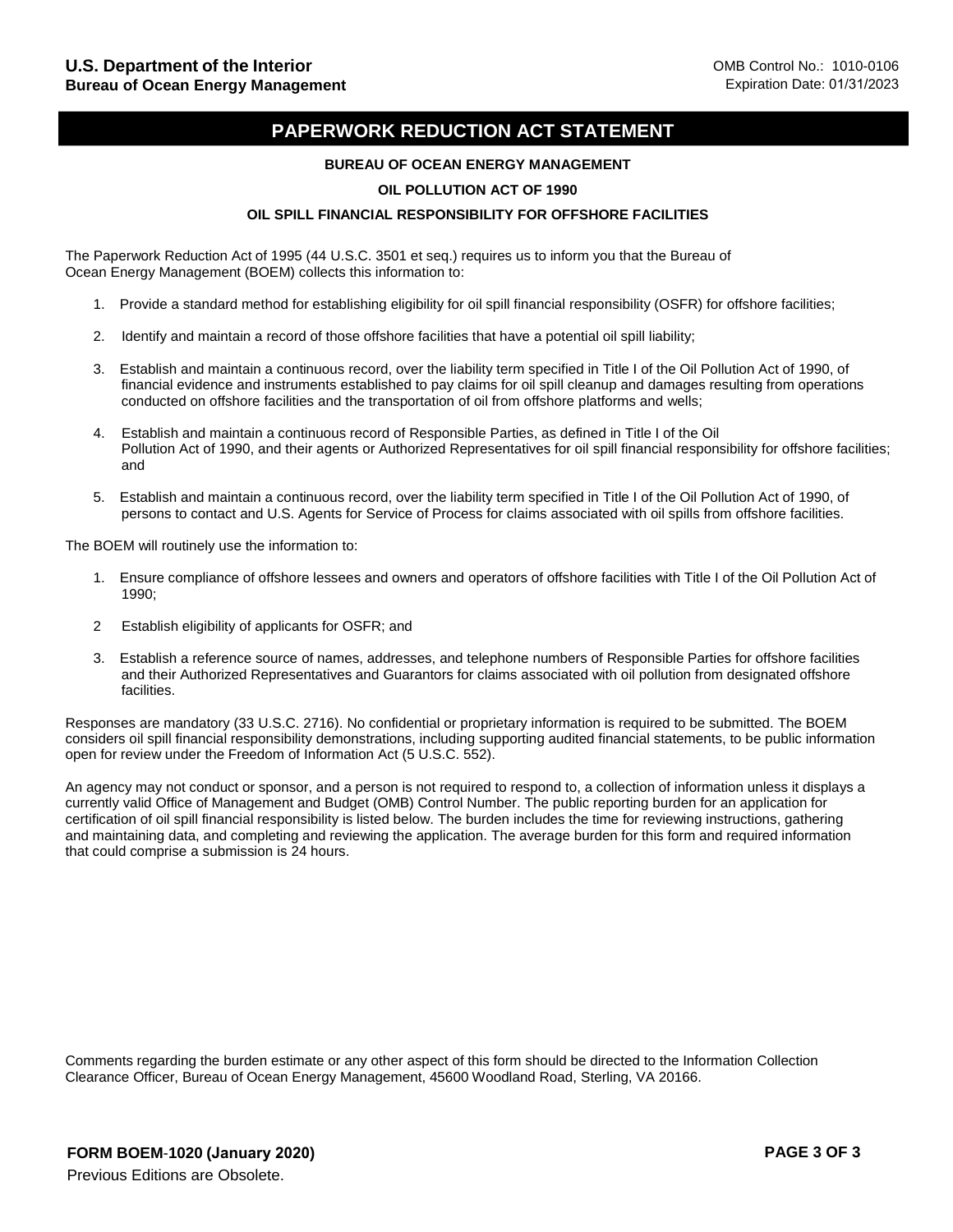**U.S. Department of the Interior**
**Bureau of Ocean Energy Management**

OMB Control No.: 1010-0106
Expiration Date: 01/31/2023

# PAPERWORK REDUCTION ACT STATEMENT

**BUREAU OF OCEAN ENERGY MANAGEMENT**

**OIL POLLUTION ACT OF 1990**

**OIL SPILL FINANCIAL RESPONSIBILITY FOR OFFSHORE FACILITIES**

The Paperwork Reduction Act of 1995 (44 U.S.C. 3501 et seq.) requires us to inform you that the Bureau of Ocean Energy Management (BOEM) collects this information to:

1. Provide a standard method for establishing eligibility for oil spill financial responsibility (OSFR) for offshore facilities;
2. Identify and maintain a record of those offshore facilities that have a potential oil spill liability;
3. Establish and maintain a continuous record, over the liability term specified in Title I of the Oil Pollution Act of 1990, of financial evidence and instruments established to pay claims for oil spill cleanup and damages resulting from operations conducted on offshore facilities and the transportation of oil from offshore platforms and wells;
4. Establish and maintain a continuous record of Responsible Parties, as defined in Title I of the Oil Pollution Act of 1990, and their agents or Authorized Representatives for oil spill financial responsibility for offshore facilities; and
5. Establish and maintain a continuous record, over the liability term specified in Title I of the Oil Pollution Act of 1990, of persons to contact and U.S. Agents for Service of Process for claims associated with oil spills from offshore facilities.

The BOEM will routinely use the information to:

1. Ensure compliance of offshore lessees and owners and operators of offshore facilities with Title I of the Oil Pollution Act of 1990;
2. Establish eligibility of applicants for OSFR; and
3. Establish a reference source of names, addresses, and telephone numbers of Responsible Parties for offshore facilities and their Authorized Representatives and Guarantors for claims associated with oil pollution from designated offshore facilities.

Responses are mandatory (33 U.S.C. 2716). No confidential or proprietary information is required to be submitted. The BOEM considers oil spill financial responsibility demonstrations, including supporting audited financial statements, to be public information open for review under the Freedom of Information Act (5 U.S.C. 552).

An agency may not conduct or sponsor, and a person is not required to respond to, a collection of information unless it displays a currently valid Office of Management and Budget (OMB) Control Number. The public reporting burden for an application for certification of oil spill financial responsibility is listed below. The burden includes the time for reviewing instructions, gathering and maintaining data, and completing and reviewing the application. The average burden for this form and required information that could comprise a submission is 24 hours.

Comments regarding the burden estimate or any other aspect of this form should be directed to the Information Collection Clearance Officer, Bureau of Ocean Energy Management, 45600 Woodland Road, Sterling, VA 20166.

**FORM BOEM-1020 (January 2020)**
Previous Editions are Obsolete.